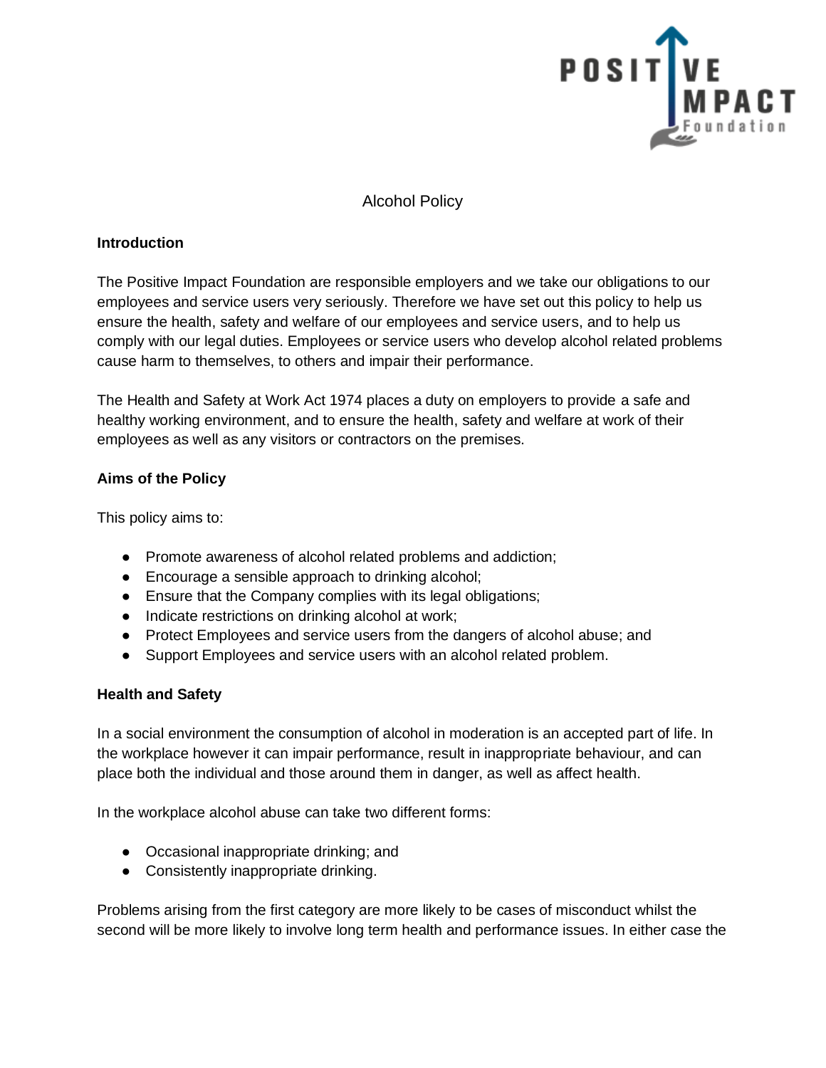# Alcohol Policy

## Introduction

The Positive Impact Foundation are responsible employers and we take our obligations to our employees and service users very seriously. Therefore we have set out this policy to help us ensure the health, safety and welfare of our employees and service users, and to help us comply with our legal duties. Employees or service users who develop alcohol related problems cause harm to themselves, to others and impair their performance.

The Health and Safety at Work Act 1974 places a duty on employers to provide a safe and healthy working environment, and to ensure the health, safety and welfare at work of their employees as well as any visitors or contractors on the premises.

## Aims of the Policy

This policy aims to:

- Promote awareness of alcohol related problems and addiction;
- Encourage a sensible approach to drinking alcohol;
- Ensure that the Company complies with its legal obligations;
- Indicate restrictions on drinking alcohol at work;
- Protect Employees and service users from the dangers of alcohol abuse; and
- Support Employees and service users with an alcohol related problem.

## Health and Safety

In a social environment the consumption of alcohol in moderation is an accepted part of life. In the workplace however it can impair performance, result in inappropriate behaviour, and can place both the individual and those around them in danger, as well as affect health.

In the workplace alcohol abuse can take two different forms:

- Occasional inappropriate drinking; and
- Consistently inappropriate drinking.

Problems arising from the first category are more likely to be cases of misconduct whilst the second will be more likely to involve long term health and performance issues. In either case the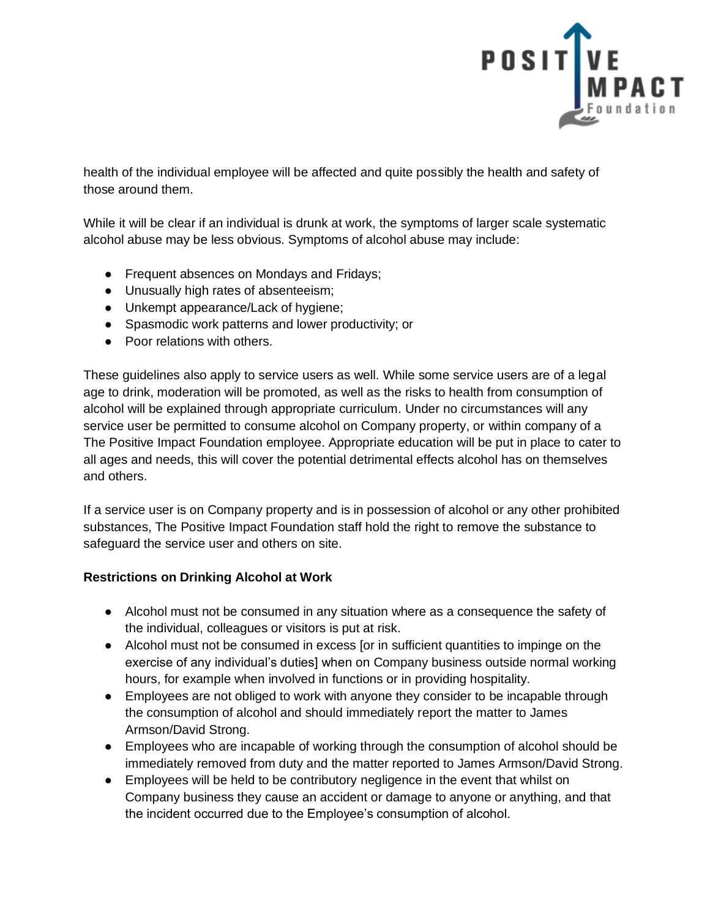health of the individual employee will be affected and quite possibly the health and safety of those around them.

While it will be clear if an individual is drunk at work, the symptoms of larger scale systematic alcohol abuse may be less obvious. Symptoms of alcohol abuse may include:

- Frequent absences on Mondays and Fridays;
- Unusually high rates of absenteeism;
- Unkempt appearance/Lack of hygiene;
- Spasmodic work patterns and lower productivity; or
- Poor relations with others.

These guidelines also apply to service users as well. While some service users are of a legal age to drink, moderation will be promoted, as well as the risks to health from consumption of alcohol will be explained through appropriate curriculum. Under no circumstances will any service user be permitted to consume alcohol on Company property, or within company of a The Positive Impact Foundation employee. Appropriate education will be put in place to cater to all ages and needs, this will cover the potential detrimental effects alcohol has on themselves and others.

If a service user is on Company property and is in possession of alcohol or any other prohibited substances, The Positive Impact Foundation staff hold the right to remove the substance to safeguard the service user and others on site.

**Restrictions on Drinking Alcohol at Work**

- Alcohol must not be consumed in any situation where as a consequence the safety of the individual, colleagues or visitors is put at risk.
- Alcohol must not be consumed in excess [or in sufficient quantities to impinge on the exercise of any individual's duties] when on Company business outside normal working hours, for example when involved in functions or in providing hospitality.
- Employees are not obliged to work with anyone they consider to be incapable through the consumption of alcohol and should immediately report the matter to James Armson/David Strong.
- Employees who are incapable of working through the consumption of alcohol should be immediately removed from duty and the matter reported to James Armson/David Strong.
- Employees will be held to be contributory negligence in the event that whilst on Company business they cause an accident or damage to anyone or anything, and that the incident occurred due to the Employee's consumption of alcohol.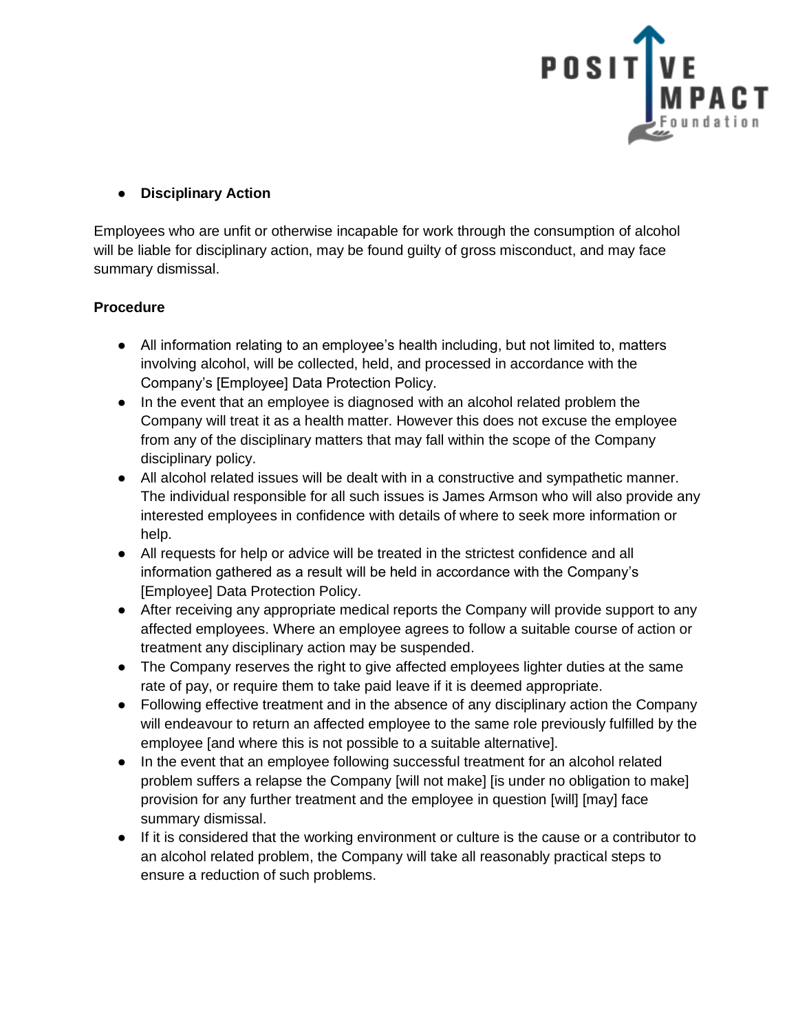- **Disciplinary Action**

Employees who are unfit or otherwise incapable for work through the consumption of alcohol will be liable for disciplinary action, may be found guilty of gross misconduct, and may face summary dismissal.

**Procedure**

- All information relating to an employee's health including, but not limited to, matters involving alcohol, will be collected, held, and processed in accordance with the Company's [Employee] Data Protection Policy.
- In the event that an employee is diagnosed with an alcohol related problem the Company will treat it as a health matter. However this does not excuse the employee from any of the disciplinary matters that may fall within the scope of the Company disciplinary policy.
- All alcohol related issues will be dealt with in a constructive and sympathetic manner. The individual responsible for all such issues is James Armson who will also provide any interested employees in confidence with details of where to seek more information or help.
- All requests for help or advice will be treated in the strictest confidence and all information gathered as a result will be held in accordance with the Company's [Employee] Data Protection Policy.
- After receiving any appropriate medical reports the Company will provide support to any affected employees. Where an employee agrees to follow a suitable course of action or treatment any disciplinary action may be suspended.
- The Company reserves the right to give affected employees lighter duties at the same rate of pay, or require them to take paid leave if it is deemed appropriate.
- Following effective treatment and in the absence of any disciplinary action the Company will endeavour to return an affected employee to the same role previously fulfilled by the employee [and where this is not possible to a suitable alternative].
- In the event that an employee following successful treatment for an alcohol related problem suffers a relapse the Company [will not make] [is under no obligation to make] provision for any further treatment and the employee in question [will] [may] face summary dismissal.
- If it is considered that the working environment or culture is the cause or a contributor to an alcohol related problem, the Company will take all reasonably practical steps to ensure a reduction of such problems.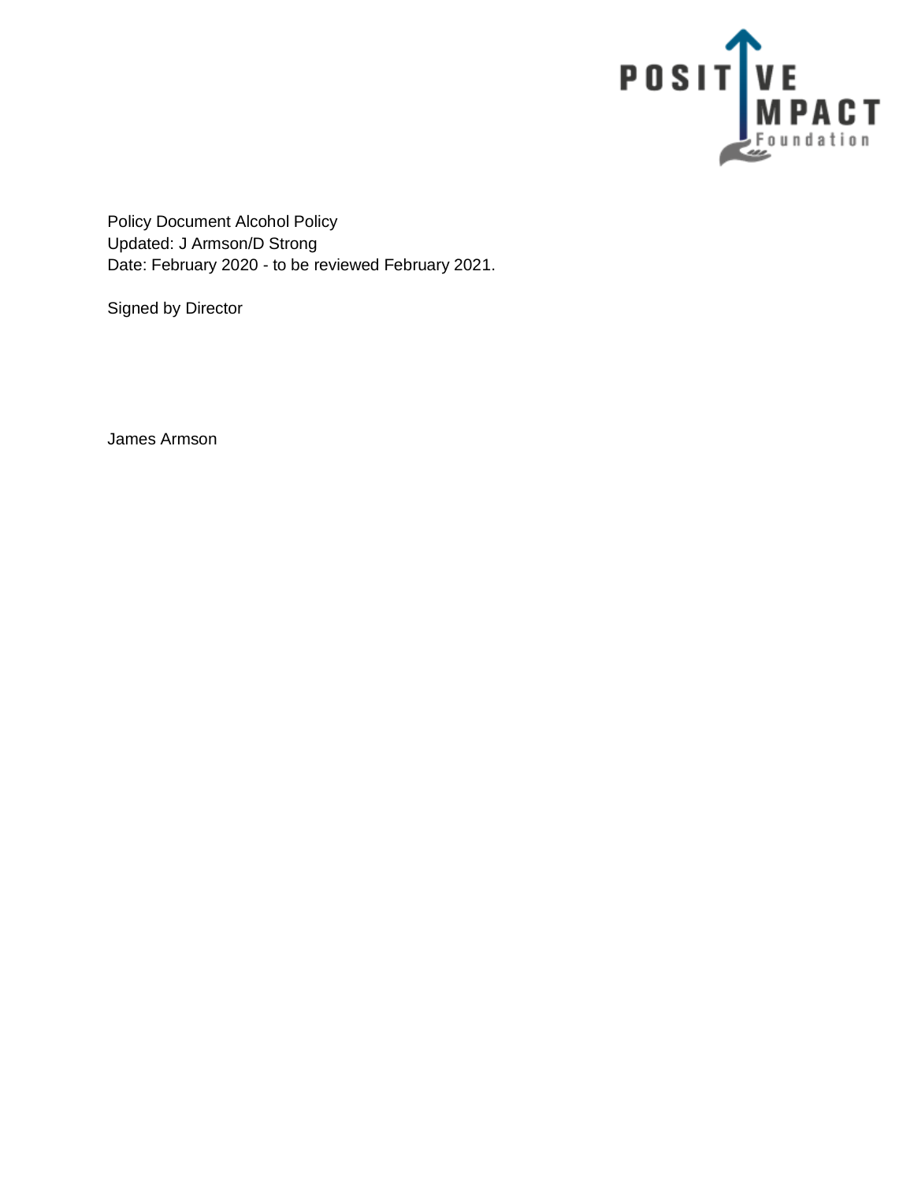Policy Document Alcohol Policy
Updated: J Armson/D Strong
Date: February 2020 - to be reviewed February 2021.

Signed by Director

James Armson